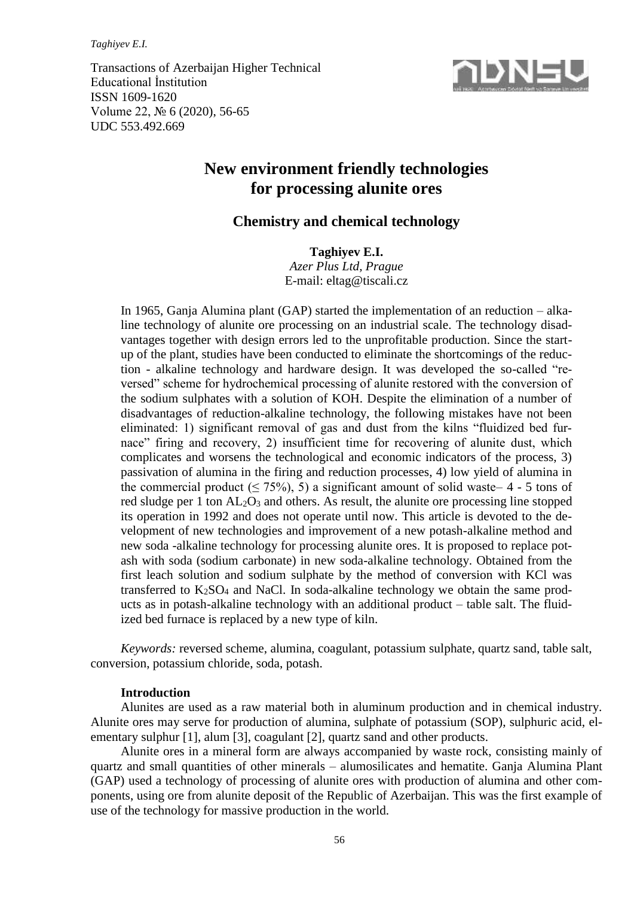Transactions of Azerbaijan Higher Technical Educational İnstitution
ISSN 1609-1620
Volume 22, № 6 (2020), 56-65
UDC 553.492.669

# New environment friendly technologies for processing alunite ores

## Chemistry and chemical technology

**Taghiyev E.I.**
*Azer Plus Ltd, Prague*
E-mail: eltag@tiscali.cz

In 1965, Ganja Alumina plant (GAP) started the implementation of an reduction – alkaline technology of alunite ore processing on an industrial scale. The technology disadvantages together with design errors led to the unprofitable production. Since the startup of the plant, studies have been conducted to eliminate the shortcomings of the reduction - alkaline technology and hardware design. It was developed the so-called "reversed" scheme for hydrochemical processing of alunite restored with the conversion of the sodium sulphates with a solution of KOH. Despite the elimination of a number of disadvantages of reduction-alkaline technology, the following mistakes have not been eliminated: 1) significant removal of gas and dust from the kilns "fluidized bed furnace" firing and recovery, 2) insufficient time for recovering of alunite dust, which complicates and worsens the technological and economic indicators of the process, 3) passivation of alumina in the firing and reduction processes, 4) low yield of alumina in the commercial product ($\leq 75\%$), 5) a significant amount of solid waste– 4 - 5 tons of red sludge per 1 ton $AL_2O_3$ and others. As result, the alunite ore processing line stopped its operation in 1992 and does not operate until now. This article is devoted to the development of new technologies and improvement of a new potash-alkaline method and new soda -alkaline technology for processing alunite ores. It is proposed to replace potash with soda (sodium carbonate) in new soda-alkaline technology. Obtained from the first leach solution and sodium sulphate by the method of conversion with KCl was transferred to $K_2SO_4$ and NaCl. In soda-alkaline technology we obtain the same products as in potash-alkaline technology with an additional product – table salt. The fluidized bed furnace is replaced by a new type of kiln.

*Keywords:* reversed scheme, alumina, coagulant, potassium sulphate, quartz sand, table salt, conversion, potassium chloride, soda, potash.

### Introduction

Alunites are used as a raw material both in aluminum production and in chemical industry. Alunite ores may serve for production of alumina, sulphate of potassium (SOP), sulphuric acid, elementary sulphur [1], alum [3], coagulant [2], quartz sand and other products.

Alunite ores in a mineral form are always accompanied by waste rock, consisting mainly of quartz and small quantities of other minerals – alumosilicates and hematite. Ganja Alumina Plant (GAP) used a technology of processing of alunite ores with production of alumina and other components, using ore from alunite deposit of the Republic of Azerbaijan. This was the first example of use of the technology for massive production in the world.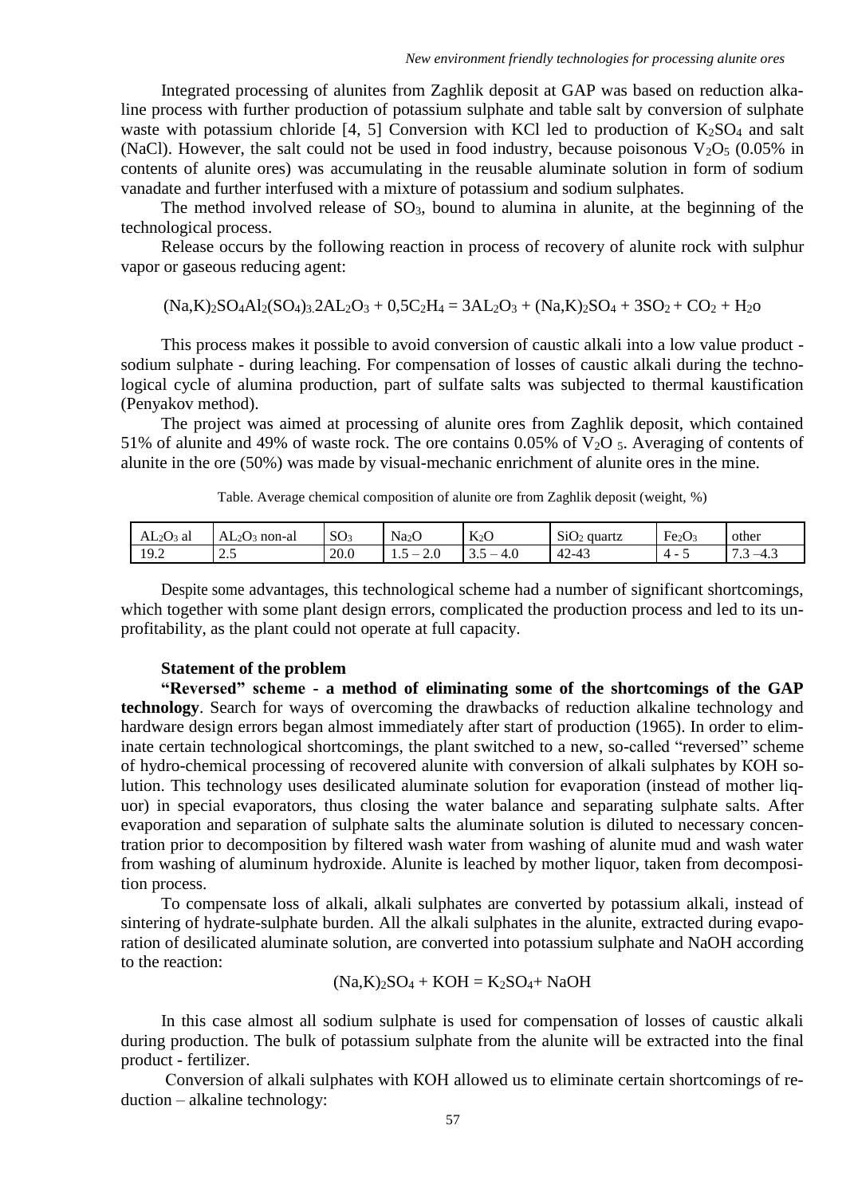Integrated processing of alunites from Zaghlik deposit at GAP was based on reduction alkaline process with further production of potassium sulphate and table salt by conversion of sulphate waste with potassium chloride [4, 5] Conversion with KCl led to production of $K_2SO_4$ and salt (NaCl). However, the salt could not be used in food industry, because poisonous $V_2O_5$ (0.05% in contents of alunite ores) was accumulating in the reusable aluminate solution in form of sodium vanadate and further interfused with a mixture of potassium and sodium sulphates.

The method involved release of $SO_3$, bound to alumina in alunite, at the beginning of the technological process.

Release occurs by the following reaction in process of recovery of alunite rock with sulphur vapor or gaseous reducing agent:

$$(Na,K)_2SO_4Al_2(SO_4)_3 2AL_2O_3 + 0{,}5C_2H_4 = 3AL_2O_3 + (Na,K)_2SO_4 + 3SO_2 + CO_2 + H_2o$$

This process makes it possible to avoid conversion of caustic alkali into a low value product - sodium sulphate - during leaching. For compensation of losses of caustic alkali during the technological cycle of alumina production, part of sulfate salts was subjected to thermal kaustification (Penyakov method).

The project was aimed at processing of alunite ores from Zaghlik deposit, which contained 51% of alunite and 49% of waste rock. The ore contains 0.05% of $V_2O_5$. Averaging of contents of alunite in the ore (50%) was made by visual-mechanic enrichment of alunite ores in the mine.

Table. Average chemical composition of alunite ore from Zaghlik deposit (weight, %)

| $AL_2O_3$ al | $AL_2O_3$ non-al | $SO_3$ | $Na_2O$ | $K_2O$ | $SiO_2$ quartz | $Fe_2O_3$ | other |
|---|---|---|---|---|---|---|---|
| 19.2 | 2.5 | 20.0 | 1.5 – 2.0 | 3.5 – 4.0 | 42-43 | 4 - 5 | 7.3 –4.3 |

Despite some advantages, this technological scheme had a number of significant shortcomings, which together with some plant design errors, complicated the production process and led to its unprofitability, as the plant could not operate at full capacity.

### Statement of the problem

**"Reversed" scheme - a method of eliminating some of the shortcomings of the GAP technology**. Search for ways of overcoming the drawbacks of reduction alkaline technology and hardware design errors began almost immediately after start of production (1965). In order to eliminate certain technological shortcomings, the plant switched to a new, so-called "reversed" scheme of hydro-chemical processing of recovered alunite with conversion of alkali sulphates by KOH solution. This technology uses desilicated aluminate solution for evaporation (instead of mother liquor) in special evaporators, thus closing the water balance and separating sulphate salts. After evaporation and separation of sulphate salts the aluminate solution is diluted to necessary concentration prior to decomposition by filtered wash water from washing of alunite mud and wash water from washing of aluminum hydroxide. Alunite is leached by mother liquor, taken from decomposition process.

To compensate loss of alkali, alkali sulphates are converted by potassium alkali, instead of sintering of hydrate-sulphate burden. All the alkali sulphates in the alunite, extracted during evaporation of desilicated aluminate solution, are converted into potassium sulphate and NaOH according to the reaction:

$$(Na,K)_2SO_4 + KOH = K_2SO_4 + NaOH$$

In this case almost all sodium sulphate is used for compensation of losses of caustic alkali during production. The bulk of potassium sulphate from the alunite will be extracted into the final product - fertilizer.

Conversion of alkali sulphates with KOH allowed us to eliminate certain shortcomings of reduction – alkaline technology: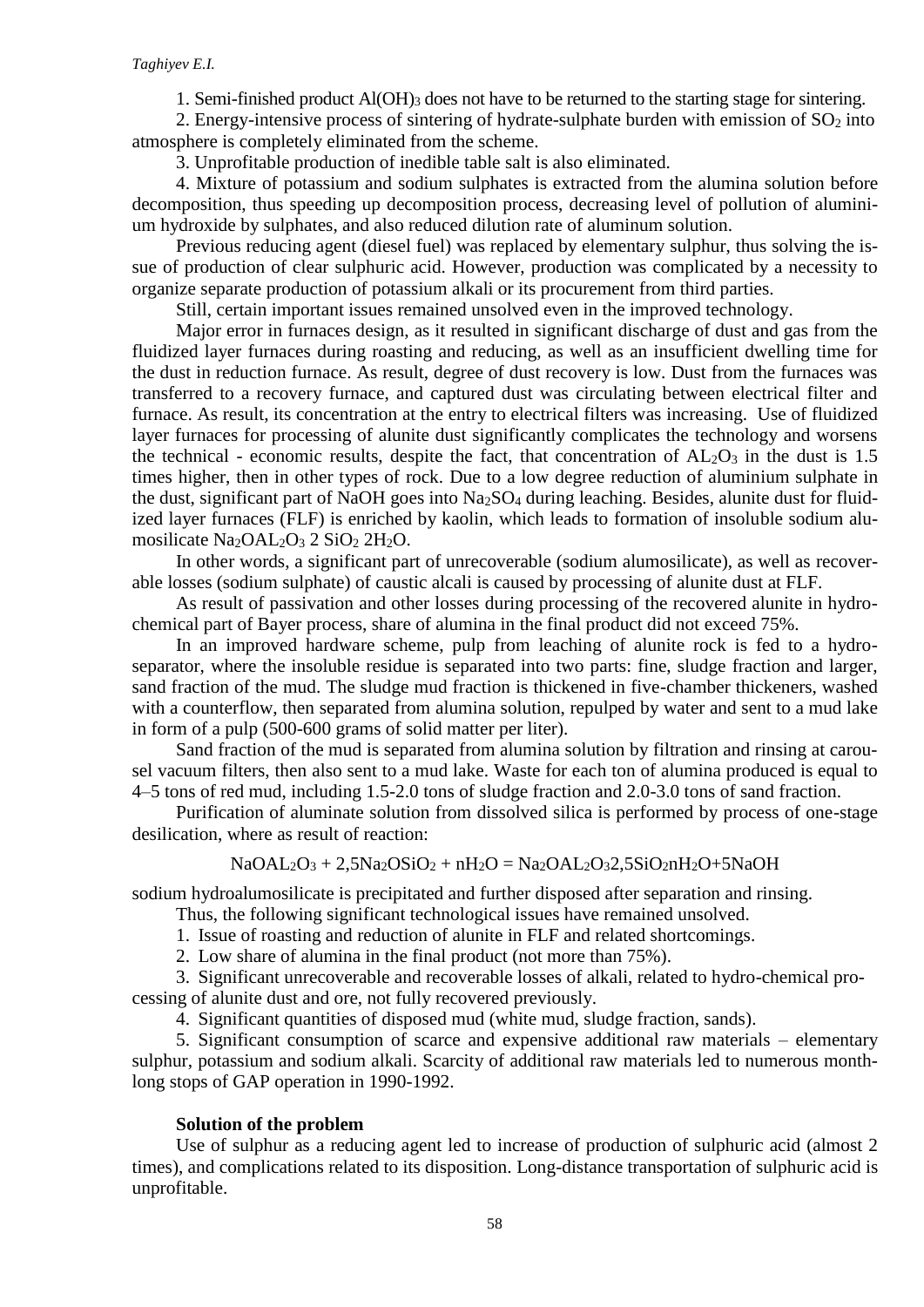1. Semi-finished product $Al(OH)_3$ does not have to be returned to the starting stage for sintering.

2. Energy-intensive process of sintering of hydrate-sulphate burden with emission of $SO_2$ into atmosphere is completely eliminated from the scheme.

3. Unprofitable production of inedible table salt is also eliminated.

4. Mixture of potassium and sodium sulphates is extracted from the alumina solution before decomposition, thus speeding up decomposition process, decreasing level of pollution of aluminium hydroxide by sulphates, and also reduced dilution rate of aluminum solution.

Previous reducing agent (diesel fuel) was replaced by elementary sulphur, thus solving the issue of production of clear sulphuric acid. However, production was complicated by a necessity to organize separate production of potassium alkali or its procurement from third parties.

Still, certain important issues remained unsolved even in the improved technology.

Major error in furnaces design, as it resulted in significant discharge of dust and gas from the fluidized layer furnaces during roasting and reducing, as well as an insufficient dwelling time for the dust in reduction furnace. As result, degree of dust recovery is low. Dust from the furnaces was transferred to a recovery furnace, and captured dust was circulating between electrical filter and furnace. As result, its concentration at the entry to electrical filters was increasing. Use of fluidized layer furnaces for processing of alunite dust significantly complicates the technology and worsens the technical - economic results, despite the fact, that concentration of $AL_2O_3$ in the dust is 1.5 times higher, then in other types of rock. Due to a low degree reduction of aluminium sulphate in the dust, significant part of NaOH goes into $Na_2SO_4$ during leaching. Besides, alunite dust for fluidized layer furnaces (FLF) is enriched by kaolin, which leads to formation of insoluble sodium alumosilicate $Na_2OAL_2O_3\ 2\ SiO_2\ 2H_2O$.

In other words, a significant part of unrecoverable (sodium alumosilicate), as well as recoverable losses (sodium sulphate) of caustic alcali is caused by processing of alunite dust at FLF.

As result of passivation and other losses during processing of the recovered alunite in hydrochemical part of Bayer process, share of alumina in the final product did not exceed 75%.

In an improved hardware scheme, pulp from leaching of alunite rock is fed to a hydroseparator, where the insoluble residue is separated into two parts: fine, sludge fraction and larger, sand fraction of the mud. The sludge mud fraction is thickened in five-chamber thickeners, washed with a counterflow, then separated from alumina solution, repulped by water and sent to a mud lake in form of a pulp (500-600 grams of solid matter per liter).

Sand fraction of the mud is separated from alumina solution by filtration and rinsing at carousel vacuum filters, then also sent to a mud lake. Waste for each ton of alumina produced is equal to 4–5 tons of red mud, including 1.5-2.0 tons of sludge fraction and 2.0-3.0 tons of sand fraction.

Purification of aluminate solution from dissolved silica is performed by process of one-stage desilication, where as result of reaction:

$$NaOAL_2O_3 + 2{,}5Na_2OSiO_2 + nH_2O = Na_2OAL_2O_3 2{,}5SiO_2 nH_2O + 5NaOH$$

sodium hydroalumosilicate is precipitated and further disposed after separation and rinsing.

Thus, the following significant technological issues have remained unsolved.

1. Issue of roasting and reduction of alunite in FLF and related shortcomings.
2. Low share of alumina in the final product (not more than 75%).
3. Significant unrecoverable and recoverable losses of alkali, related to hydro-chemical processing of alunite dust and ore, not fully recovered previously.
4. Significant quantities of disposed mud (white mud, sludge fraction, sands).
5. Significant consumption of scarce and expensive additional raw materials – elementary sulphur, potassium and sodium alkali. Scarcity of additional raw materials led to numerous month-long stops of GAP operation in 1990-1992.

**Solution of the problem**

Use of sulphur as a reducing agent led to increase of production of sulphuric acid (almost 2 times), and complications related to its disposition. Long-distance transportation of sulphuric acid is unprofitable.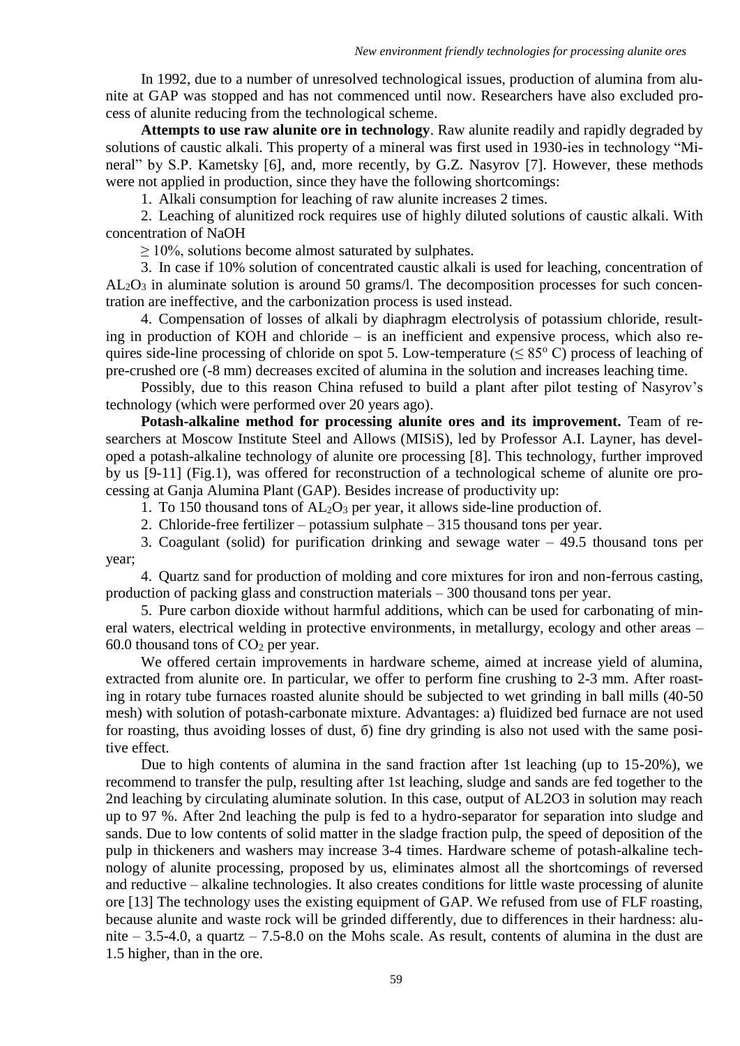In 1992, due to a number of unresolved technological issues, production of alumina from alunite at GAP was stopped and has not commenced until now. Researchers have also excluded process of alunite reducing from the technological scheme.

**Attempts to use raw alunite ore in technology**. Raw alunite readily and rapidly degraded by solutions of caustic alkali. This property of a mineral was first used in 1930-ies in technology "Mineral" by S.P. Kametsky [6], and, more recently, by G.Z. Nasyrov [7]. However, these methods were not applied in production, since they have the following shortcomings:

1. Alkali consumption for leaching of raw alunite increases 2 times.

2. Leaching of alunitized rock requires use of highly diluted solutions of caustic alkali. With concentration of NaOH

$\geq$ 10%, solutions become almost saturated by sulphates.

3. In case if 10% solution of concentrated caustic alkali is used for leaching, concentration of $AL_2O_3$ in aluminate solution is around 50 grams/l. The decomposition processes for such concentration are ineffective, and the carbonization process is used instead.

4. Compensation of losses of alkali by diaphragm electrolysis of potassium chloride, resulting in production of KOH and chloride – is an inefficient and expensive process, which also requires side-line processing of chloride on spot 5. Low-temperature ($\leq 85^o$ C) process of leaching of pre-crushed ore (-8 mm) decreases excited of alumina in the solution and increases leaching time.

Possibly, due to this reason China refused to build a plant after pilot testing of Nasyrov's technology (which were performed over 20 years ago).

**Potash-alkaline method for processing alunite ores and its improvement.** Team of researchers at Moscow Institute Steel and Allows (MISiS), led by Professor A.I. Layner, has developed a potash-alkaline technology of alunite ore processing [8]. This technology, further improved by us [9-11] (Fig.1), was offered for reconstruction of a technological scheme of alunite ore processing at Ganja Alumina Plant (GAP). Besides increase of productivity up:

1. To 150 thousand tons of $AL_2O_3$ per year, it allows side-line production of.

2. Chloride-free fertilizer – potassium sulphate – 315 thousand tons per year.

3. Coagulant (solid) for purification drinking and sewage water – 49.5 thousand tons per year;

4. Quartz sand for production of molding and core mixtures for iron and non-ferrous casting, production of packing glass and construction materials – 300 thousand tons per year.

5. Pure carbon dioxide without harmful additions, which can be used for carbonating of mineral waters, electrical welding in protective environments, in metallurgy, ecology and other areas – 60.0 thousand tons of $CO_2$ per year.

We offered certain improvements in hardware scheme, aimed at increase yield of alumina, extracted from alunite ore. In particular, we offer to perform fine crushing to 2-3 mm. After roasting in rotary tube furnaces roasted alunite should be subjected to wet grinding in ball mills (40-50 mesh) with solution of potash-carbonate mixture. Advantages: a) fluidized bed furnace are not used for roasting, thus avoiding losses of dust, б) fine dry grinding is also not used with the same positive effect.

Due to high contents of alumina in the sand fraction after 1st leaching (up to 15-20%), we recommend to transfer the pulp, resulting after 1st leaching, sludge and sands are fed together to the 2nd leaching by circulating aluminate solution. In this case, output of AL2O3 in solution may reach up to 97 %. After 2nd leaching the pulp is fed to a hydro-separator for separation into sludge and sands. Due to low contents of solid matter in the sladge fraction pulp, the speed of deposition of the pulp in thickeners and washers may increase 3-4 times. Hardware scheme of potash-alkaline technology of alunite processing, proposed by us, eliminates almost all the shortcomings of reversed and reductive – alkaline technologies. It also creates conditions for little waste processing of alunite ore [13] The technology uses the existing equipment of GAP. We refused from use of FLF roasting, because alunite and waste rock will be grinded differently, due to differences in their hardness: alunite – 3.5-4.0, a quartz – 7.5-8.0 on the Mohs scale. As result, contents of alumina in the dust are 1.5 higher, than in the ore.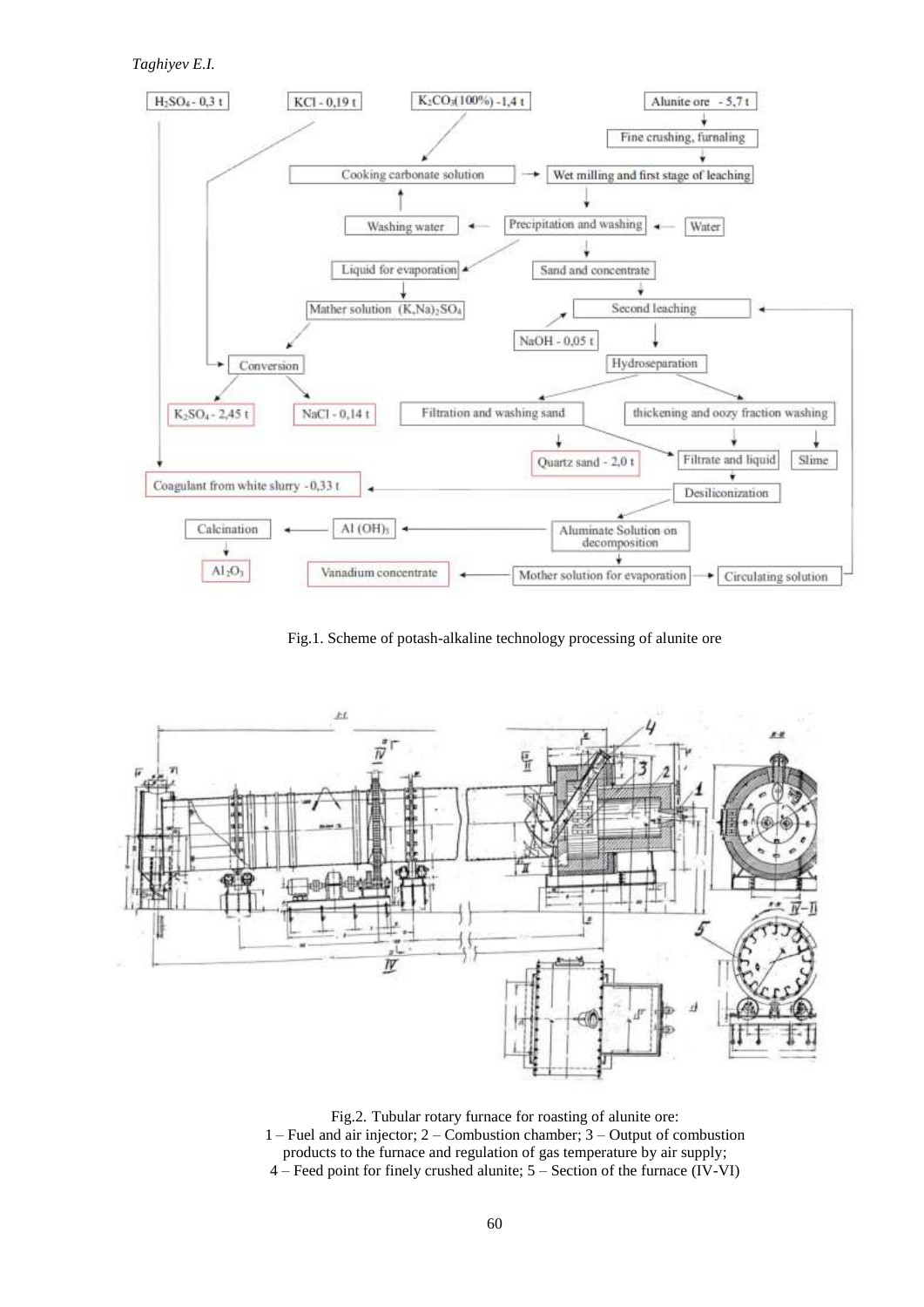Fig.1. Scheme of potash-alkaline technology processing of alunite ore

Fig.2. Tubular rotary furnace for roasting of alunite ore:
1 – Fuel and air injector; 2 – Combustion chamber; 3 – Output of combustion products to the furnace and regulation of gas temperature by air supply;
4 – Feed point for finely crushed alunite; 5 – Section of the furnace (IV-VI)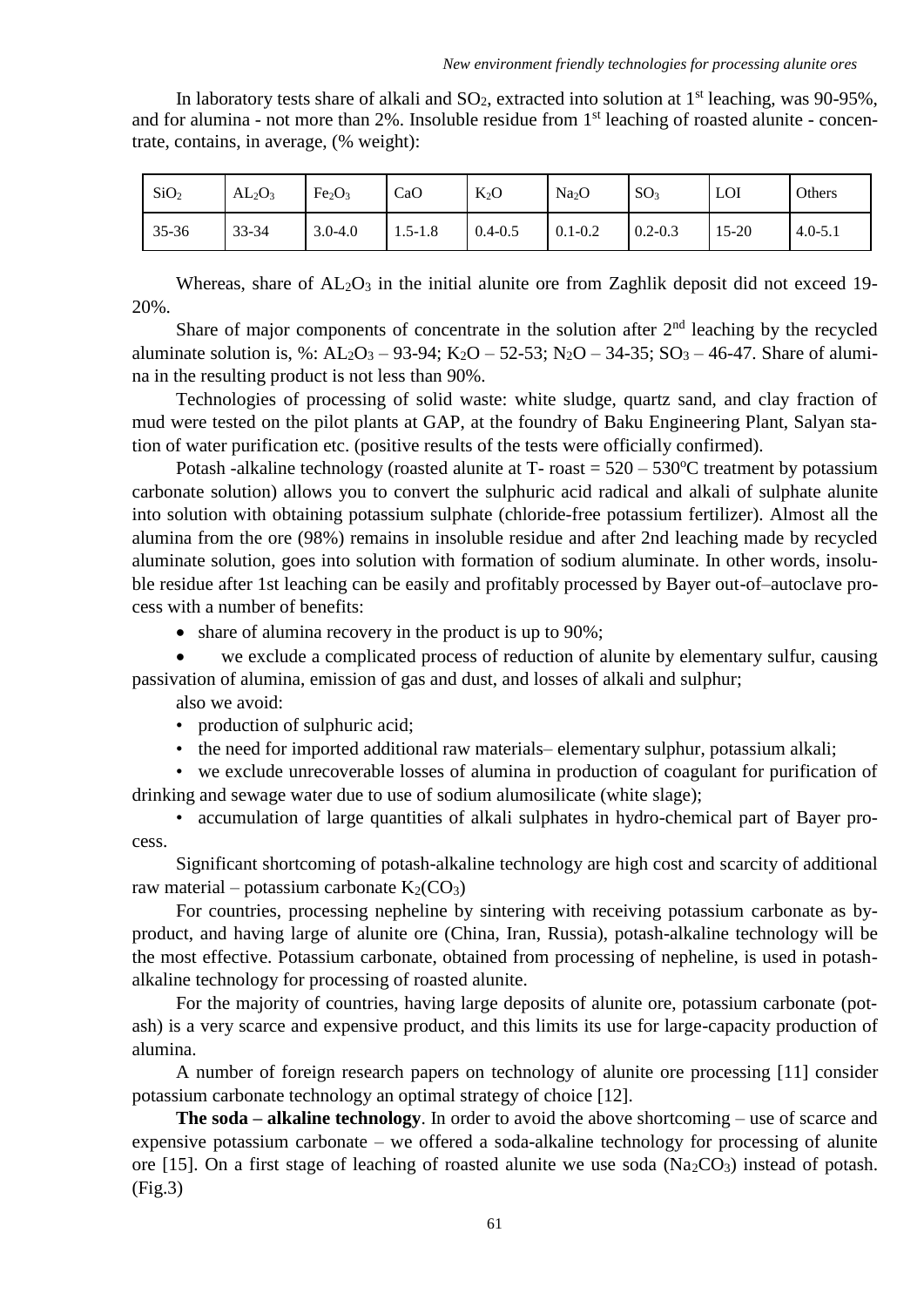In laboratory tests share of alkali and $SO_2$, extracted into solution at 1st leaching, was 90-95%, and for alumina - not more than 2%. Insoluble residue from 1st leaching of roasted alunite - concentrate, contains, in average, (% weight):

| $SiO_2$ | $AL_2O_3$ | $Fe_2O_3$ | CaO | $K_2O$ | $Na_2O$ | $SO_3$ | LOI | Others |
|---|---|---|---|---|---|---|---|---|
| 35-36 | 33-34 | 3.0-4.0 | 1.5-1.8 | 0.4-0.5 | 0.1-0.2 | 0.2-0.3 | 15-20 | 4.0-5.1 |

Whereas, share of $AL_2O_3$ in the initial alunite ore from Zaghlik deposit did not exceed 19-20%.

Share of major components of concentrate in the solution after 2nd leaching by the recycled aluminate solution is, %: $AL_2O_3$ – 93-94; $K_2O$ – 52-53; $N_2O$ – 34-35; $SO_3$ – 46-47. Share of alumina in the resulting product is not less than 90%.

Technologies of processing of solid waste: white sludge, quartz sand, and clay fraction of mud were tested on the pilot plants at GAP, at the foundry of Baku Engineering Plant, Salyan station of water purification etc. (positive results of the tests were officially confirmed).

Potash -alkaline technology (roasted alunite at T- roast = 520 – 530°C treatment by potassium carbonate solution) allows you to convert the sulphuric acid radical and alkali of sulphate alunite into solution with obtaining potassium sulphate (chloride-free potassium fertilizer). Almost all the alumina from the ore (98%) remains in insoluble residue and after 2nd leaching made by recycled aluminate solution, goes into solution with formation of sodium aluminate. In other words, insoluble residue after 1st leaching can be easily and profitably processed by Bayer out-of–autoclave process with a number of benefits:

- share of alumina recovery in the product is up to 90%;
- we exclude a complicated process of reduction of alunite by elementary sulfur, causing passivation of alumina, emission of gas and dust, and losses of alkali and sulphur;

also we avoid:

- production of sulphuric acid;
- the need for imported additional raw materials– elementary sulphur, potassium alkali;
- we exclude unrecoverable losses of alumina in production of coagulant for purification of drinking and sewage water due to use of sodium alumosilicate (white slage);
- accumulation of large quantities of alkali sulphates in hydro-chemical part of Bayer process.

Significant shortcoming of potash-alkaline technology are high cost and scarcity of additional raw material – potassium carbonate $K_2(CO_3)$

For countries, processing nepheline by sintering with receiving potassium carbonate as by-product, and having large of alunite ore (China, Iran, Russia), potash-alkaline technology will be the most effective. Potassium carbonate, obtained from processing of nepheline, is used in potash-alkaline technology for processing of roasted alunite.

For the majority of countries, having large deposits of alunite ore, potassium carbonate (potash) is a very scarce and expensive product, and this limits its use for large-capacity production of alumina.

A number of foreign research papers on technology of alunite ore processing [11] consider potassium carbonate technology an optimal strategy of choice [12].

**The soda – alkaline technology**. In order to avoid the above shortcoming – use of scarce and expensive potassium carbonate – we offered a soda-alkaline technology for processing of alunite ore [15]. On a first stage of leaching of roasted alunite we use soda ($Na_2CO_3$) instead of potash. (Fig.3)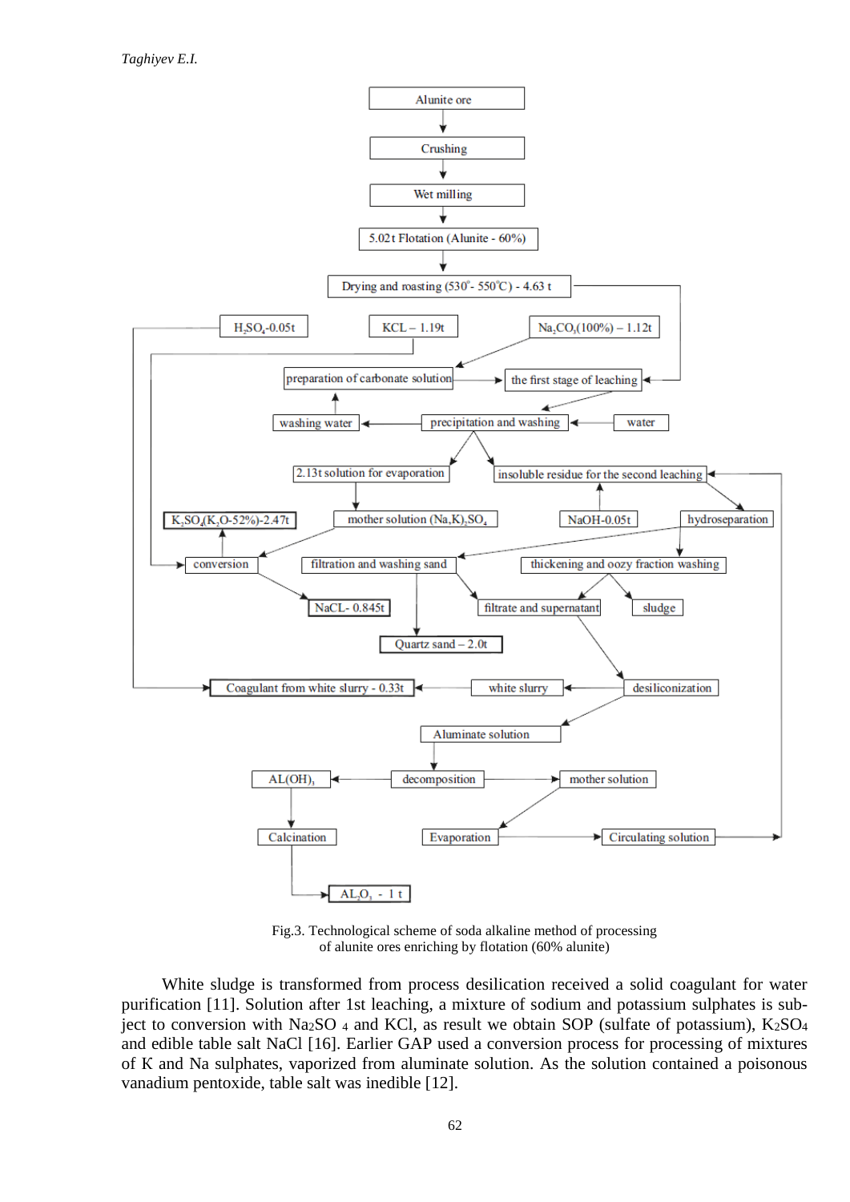Fig.3. Technological scheme of soda alkaline method of processing of alunite ores enriching by flotation (60% alunite)

White sludge is transformed from process desilication received a solid coagulant for water purification [11]. Solution after 1st leaching, a mixture of sodium and potassium sulphates is subject to conversion with $Na_2SO_4$ and KCl, as result we obtain SOP (sulfate of potassium), $K_2SO_4$ and edible table salt NaCl [16]. Earlier GAP used a conversion process for processing of mixtures of K and Na sulphates, vaporized from aluminate solution. As the solution contained a poisonous vanadium pentoxide, table salt was inedible [12].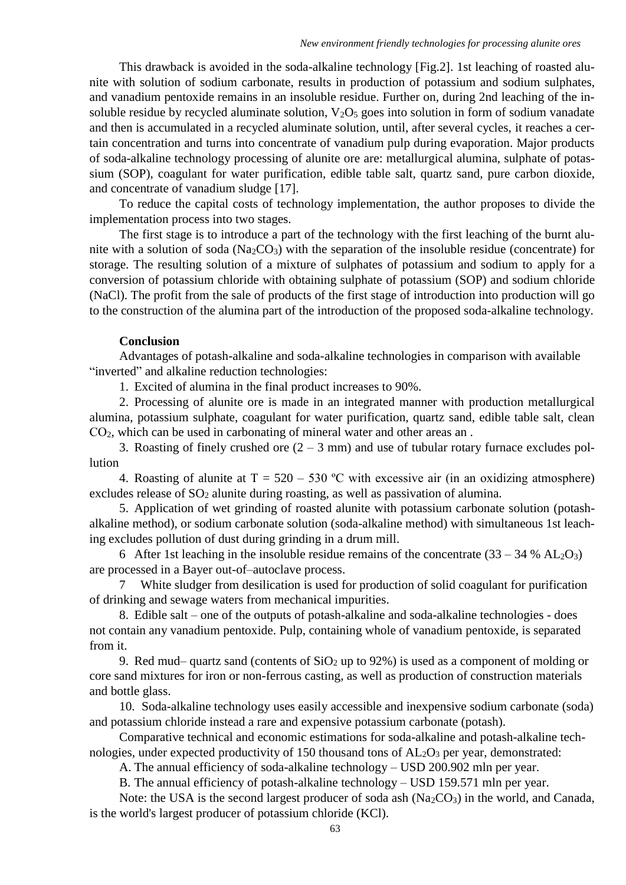This drawback is avoided in the soda-alkaline technology [Fig.2]. 1st leaching of roasted alunite with solution of sodium carbonate, results in production of potassium and sodium sulphates, and vanadium pentoxide remains in an insoluble residue. Further on, during 2nd leaching of the insoluble residue by recycled aluminate solution, $V_2O_5$ goes into solution in form of sodium vanadate and then is accumulated in a recycled aluminate solution, until, after several cycles, it reaches a certain concentration and turns into concentrate of vanadium pulp during evaporation. Major products of soda-alkaline technology processing of alunite ore are: metallurgical alumina, sulphate of potassium (SOP), coagulant for water purification, edible table salt, quartz sand, pure carbon dioxide, and concentrate of vanadium sludge [17].

To reduce the capital costs of technology implementation, the author proposes to divide the implementation process into two stages.

The first stage is to introduce a part of the technology with the first leaching of the burnt alunite with a solution of soda ($Na_2CO_3$) with the separation of the insoluble residue (concentrate) for storage. The resulting solution of a mixture of sulphates of potassium and sodium to apply for a conversion of potassium chloride with obtaining sulphate of potassium (SOP) and sodium chloride (NaCl). The profit from the sale of products of the first stage of introduction into production will go to the construction of the alumina part of the introduction of the proposed soda-alkaline technology.

## Conclusion

Advantages of potash-alkaline and soda-alkaline technologies in comparison with available "inverted" and alkaline reduction technologies:

1. Excited of alumina in the final product increases to 90%.

2. Processing of alunite ore is made in an integrated manner with production metallurgical alumina, potassium sulphate, coagulant for water purification, quartz sand, edible table salt, clean $CO_2$, which can be used in carbonating of mineral water and other areas an .

3. Roasting of finely crushed ore (2 – 3 mm) and use of tubular rotary furnace excludes pollution

4. Roasting of alunite at T = 520 – 530 ºC with excessive air (in an oxidizing atmosphere) excludes release of $SO_2$ alunite during roasting, as well as passivation of alumina.

5. Application of wet grinding of roasted alunite with potassium carbonate solution (potash-alkaline method), or sodium carbonate solution (soda-alkaline method) with simultaneous 1st leaching excludes pollution of dust during grinding in a drum mill.

6 After 1st leaching in the insoluble residue remains of the concentrate (33 – 34 % $AL_2O_3$) are processed in a Bayer out-of–autoclave process.

7 White sludger from desilication is used for production of solid coagulant for purification of drinking and sewage waters from mechanical impurities.

8. Edible salt – one of the outputs of potash-alkaline and soda-alkaline technologies - does not contain any vanadium pentoxide. Pulp, containing whole of vanadium pentoxide, is separated from it.

9. Red mud– quartz sand (contents of $SiO_2$ up to 92%) is used as a component of molding or core sand mixtures for iron or non-ferrous casting, as well as production of construction materials and bottle glass.

10. Soda-alkaline technology uses easily accessible and inexpensive sodium carbonate (soda) and potassium chloride instead a rare and expensive potassium carbonate (potash).

Comparative technical and economic estimations for soda-alkaline and potash-alkaline technologies, under expected productivity of 150 thousand tons of $AL_2O_3$ per year, demonstrated:

A. The annual efficiency of soda-alkaline technology – USD 200.902 mln per year.

B. The annual efficiency of potash-alkaline technology – USD 159.571 mln per year.

Note: the USA is the second largest producer of soda ash ($Na_2CO_3$) in the world, and Canada, is the world's largest producer of potassium chloride (KCl).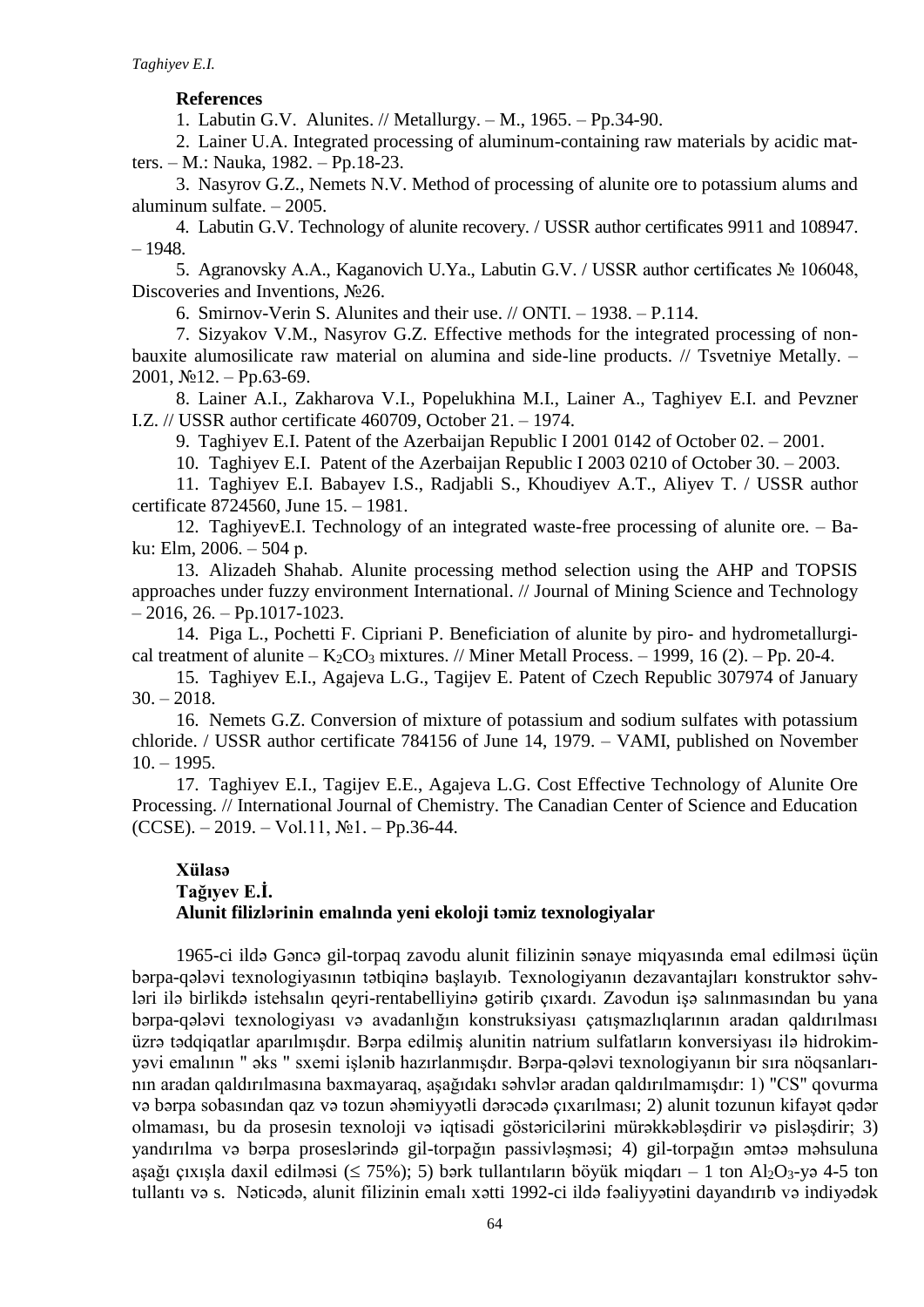**References**

1. Labutin G.V. Alunites. // Metallurgy. – M., 1965. – Pp.34-90.
2. Lainer U.A. Integrated processing of aluminum-containing raw materials by acidic matters. – M.: Nauka, 1982. – Pp.18-23.
3. Nasyrov G.Z., Nemets N.V. Method of processing of alunite ore to potassium alums and aluminum sulfate. – 2005.
4. Labutin G.V. Technology of alunite recovery. / USSR author certificates 9911 and 108947. – 1948.
5. Agranovsky A.A., Kaganovich U.Ya., Labutin G.V. / USSR author certificates № 106048, Discoveries and Inventions, №26.
6. Smirnov-Verin S. Alunites and their use. // ONTI. – 1938. – P.114.
7. Sizyakov V.M., Nasyrov G.Z. Effective methods for the integrated processing of non-bauxite alumosilicate raw material on alumina and side-line products. // Tsvetniye Metally. – 2001, №12. – Pp.63-69.
8. Lainer A.I., Zakharova V.I., Popelukhina M.I., Lainer A., Taghiyev E.I. and Pevzner I.Z. // USSR author certificate 460709, October 21. – 1974.
9. Taghiyev E.I. Patent of the Azerbaijan Republic I 2001 0142 of October 02. – 2001.
10. Taghiyev E.I. Patent of the Azerbaijan Republic I 2003 0210 of October 30. – 2003.
11. Taghiyev E.I. Babayev I.S., Radjabli S., Khoudiyev A.T., Aliyev T. / USSR author certificate 8724560, June 15. – 1981.
12. TaghiyevE.I. Technology of an integrated waste-free processing of alunite ore. – Baku: Elm, 2006. – 504 p.
13. Alizadeh Shahab. Alunite processing method selection using the AHP and TOPSIS approaches under fuzzy environment International. // Journal of Mining Science and Technology – 2016, 26. – Pp.1017-1023.
14. Piga L., Pochetti F. Cipriani P. Beneficiation of alunite by piro- and hydrometallurgical treatment of alunite – $K_2CO_3$ mixtures. // Miner Metall Process. – 1999, 16 (2). – Pp. 20-4.
15. Taghiyev E.I., Agajeva L.G., Tagijev E. Patent of Czech Republic 307974 of January 30. – 2018.
16. Nemets G.Z. Conversion of mixture of potassium and sodium sulfates with potassium chloride. / USSR author certificate 784156 of June 14, 1979. – VAMI, published on November 10. – 1995.
17. Taghiyev E.I., Tagijev E.E., Agajeva L.G. Cost Effective Technology of Alunite Ore Processing. // International Journal of Chemistry. The Canadian Center of Science and Education (CCSE). – 2019. – Vol.11, №1. – Pp.36-44.

**Xülasə**
**Tağıyev E.İ.**
**Alunit filizlərinin emalında yeni ekoloji təmiz texnologiyalar**

1965-ci ildə Gəncə gil-torpaq zavodu alunit filizinin sənaye miqyasında emal edilməsi üçün bərpa-qələvi texnologiyasının tətbiqinə başlayıb. Texnologiyanın dezavantajları konstruktor səhvləri ilə birlikdə istehsalın qeyri-rentabelliyinə gətirib çıxardı. Zavodun işə salınmasından bu yana bərpa-qələvi texnologiyası və avadanlığın konstruksiyası çatışmazlıqlarının aradan qaldırılması üzrə tədqiqatlar aparılmışdır. Bərpa edilmiş alunitin natrium sulfatların konversiyası ilə hidrokimyəvi emalının " əks " sxemi işlənib hazırlanmışdır. Bərpa-qələvi texnologiyanın bir sıra nöqsanlarının aradan qaldırılmasına baxmayaraq, aşağıdakı səhvlər aradan qaldırılmamışdır: 1) "CS" qovurma və bərpa sobasından qaz və tozun əhəmiyyətli dərəcədə çıxarılması; 2) alunit tozunun kifayət qədər olmaması, bu da prosesin texnoloji və iqtisadi göstəricilərini mürəkkəbləşdirir və pisləşdirir; 3) yandırılma və bərpa proseslərində gil-torpağın passivləşməsi; 4) gil-torpağın əmtəə məhsuluna aşağı çıxışla daxil edilməsi ($\leq$ 75%); 5) bərk tullantıların böyük miqdarı – 1 ton $Al_2O_3$-yə 4-5 ton tullantı və s. Nəticədə, alunit filizinin emalı xətti 1992-ci ildə fəaliyyətini dayandırıb və indiyədək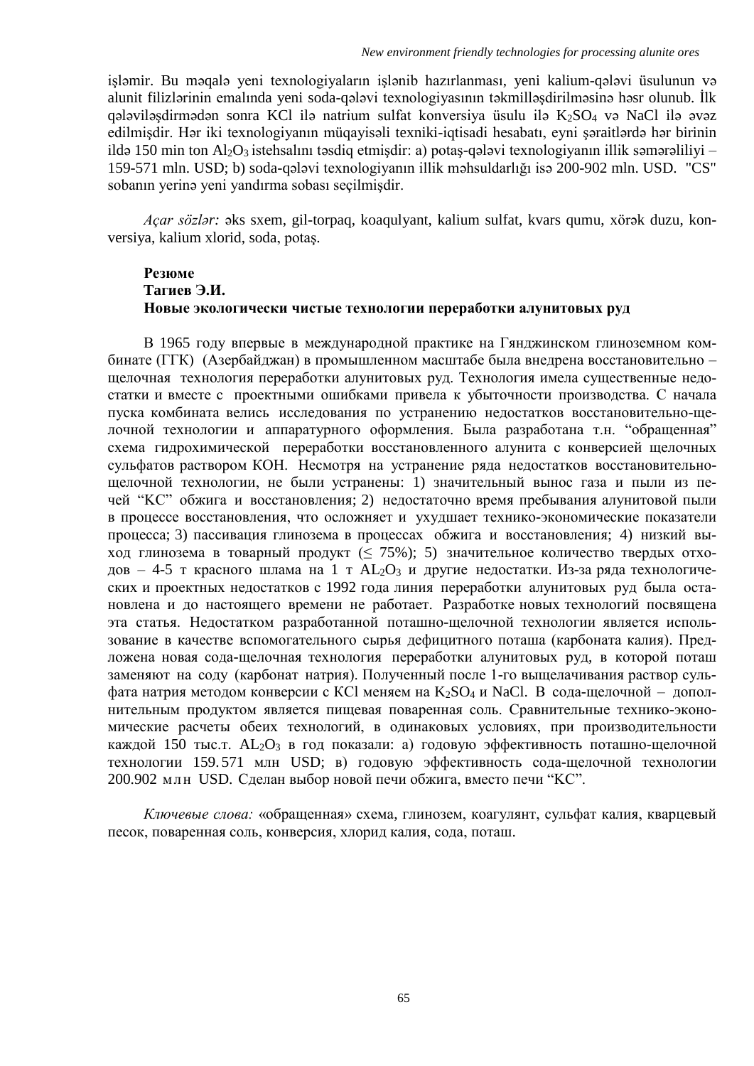işləmir. Bu məqalə yeni texnologiyaların işlənib hazırlanması, yeni kalium-qələvi üsulunun və alunit filizlərinin emalında yeni soda-qələvi texnologiyasının təkmilləşdirilməsinə həsr olunub. İlk qələviləşdirmədən sonra KCl ilə natrium sulfat konversiya üsulu ilə $K_2SO_4$ və NaCl ilə əvəz edilmişdir. Hər iki texnologiyanın müqayisəli texniki-iqtisadi hesabatı, eyni şəraitlərdə hər birinin ildə 150 min ton $Al_2O_3$ istehsalını təsdiq etmişdir: a) potaş-qələvi texnologiyanın illik səmərəliliyi – 159-571 mln. USD; b) soda-qələvi texnologiyanın illik məhsuldarlığı isə 200-902 mln. USD. "CS" sobanın yerinə yeni yandırma sobası seçilmişdir.

*Açar sözlər:* əks sxem, gil-torpaq, koaqulyant, kalium sulfat, kvars qumu, xörək duzu, konversiya, kalium xlorid, soda, potaş.

**Резюме**
**Тагиев Э.И.**
**Новые экологически чистые технологии переработки алунитовых руд**

В 1965 году впервые в международной практике на Гянджинском глиноземном комбинате (ГГК) (Азербайджан) в промышленном масштабе была внедрена восстановительно – щелочная технология переработки алунитовых руд. Технология имела существенные недостатки и вместе с проектными ошибками привела к убыточности производства. С начала пуска комбината велись исследования по устранению недостатков восстановительно-щелочной технологии и аппаратурного оформления. Была разработана т.н. "обращенная" схема гидрохимической переработки восстановленного алунита с конверсией щелочных сульфатов раствором КОН. Несмотря на устранение ряда недостатков восстановительно-щелочной технологии, не были устранены: 1) значительный вынос газа и пыли из печей "КС" обжига и восстановления; 2) недостаточно время пребывания алунитовой пыли в процессе восстановления, что осложняет и ухудшает технико-экономические показатели процесса; 3) пассивация глинозема в процессах обжига и восстановления; 4) низкий выход глинозема в товарный продукт (≤ 75%); 5) значительное количество твердых отходов – 4-5 т красного шлама на 1 т $AL_2O_3$ и другие недостатки. Из-за ряда технологических и проектных недостатков с 1992 года линия переработки алунитовых руд была остановлена и до настоящего времени не работает. Разработке новых технологий посвящена эта статья. Недостатком разработанной поташно-щелочной технологии является использование в качестве вспомогательного сырья дефицитного поташа (карбоната калия). Предложена новая сода-щелочная технология переработки алунитовых руд, в которой поташ заменяют на соду (карбонат натрия). Полученный после 1-го выщелачивания раствор сульфата натрия методом конверсии с KCl меняем на $K_2SO_4$ и NaCl. В сода-щелочной – дополнительным продуктом является пищевая поваренная соль. Сравнительные технико-экономические расчеты обеих технологий, в одинаковых условиях, при производительности каждой 150 тыс.т. $AL_2O_3$ в год показали: а) годовую эффективность поташно-щелочной технологии 159.571 млн USD; в) годовую эффективность сода-щелочной технологии 200.902 млн USD. Сделан выбор новой печи обжига, вместо печи "КС".

*Ключевые слова:* «обращенная» схема, глинозем, коагулянт, сульфат калия, кварцевый песок, поваренная соль, конверсия, хлорид калия, сода, поташ.